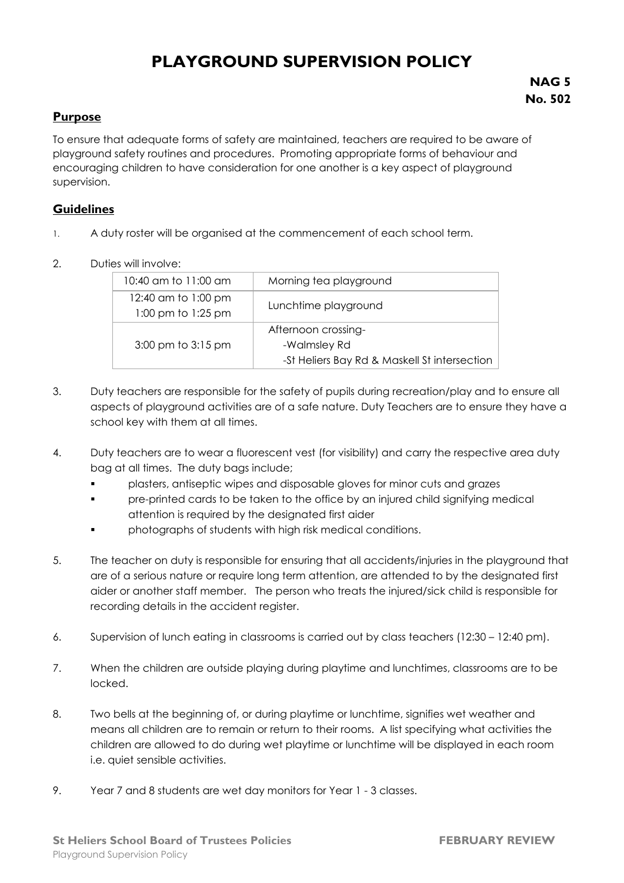# PLAYGROUND SUPERVISION POLICY

**NAG 5**
**No. 502**

## Purpose

To ensure that adequate forms of safety are maintained, teachers are required to be aware of playground safety routines and procedures. Promoting appropriate forms of behaviour and encouraging children to have consideration for one another is a key aspect of playground supervision.

## Guidelines

1. A duty roster will be organised at the commencement of each school term.

2. Duties will involve:

| Time | Duty |
|---|---|
| 10:40 am to 11:00 am | Morning tea playground |
| 12:40 am to 1:00 pm<br>1:00 pm to 1:25 pm | Lunchtime playground |
| 3:00 pm to 3:15 pm | Afternoon crossing-<br>-Walmsley Rd<br>-St Heliers Bay Rd & Maskell St intersection |

3. Duty teachers are responsible for the safety of pupils during recreation/play and to ensure all aspects of playground activities are of a safe nature. Duty Teachers are to ensure they have a school key with them at all times.

4. Duty teachers are to wear a fluorescent vest (for visibility) and carry the respective area duty bag at all times. The duty bags include;
   - plasters, antiseptic wipes and disposable gloves for minor cuts and grazes
   - pre-printed cards to be taken to the office by an injured child signifying medical attention is required by the designated first aider
   - photographs of students with high risk medical conditions.

5. The teacher on duty is responsible for ensuring that all accidents/injuries in the playground that are of a serious nature or require long term attention, are attended to by the designated first aider or another staff member. The person who treats the injured/sick child is responsible for recording details in the accident register.

6. Supervision of lunch eating in classrooms is carried out by class teachers (12:30 – 12:40 pm).

7. When the children are outside playing during playtime and lunchtimes, classrooms are to be locked.

8. Two bells at the beginning of, or during playtime or lunchtime, signifies wet weather and means all children are to remain or return to their rooms. A list specifying what activities the children are allowed to do during wet playtime or lunchtime will be displayed in each room i.e. quiet sensible activities.

9. Year 7 and 8 students are wet day monitors for Year 1 - 3 classes.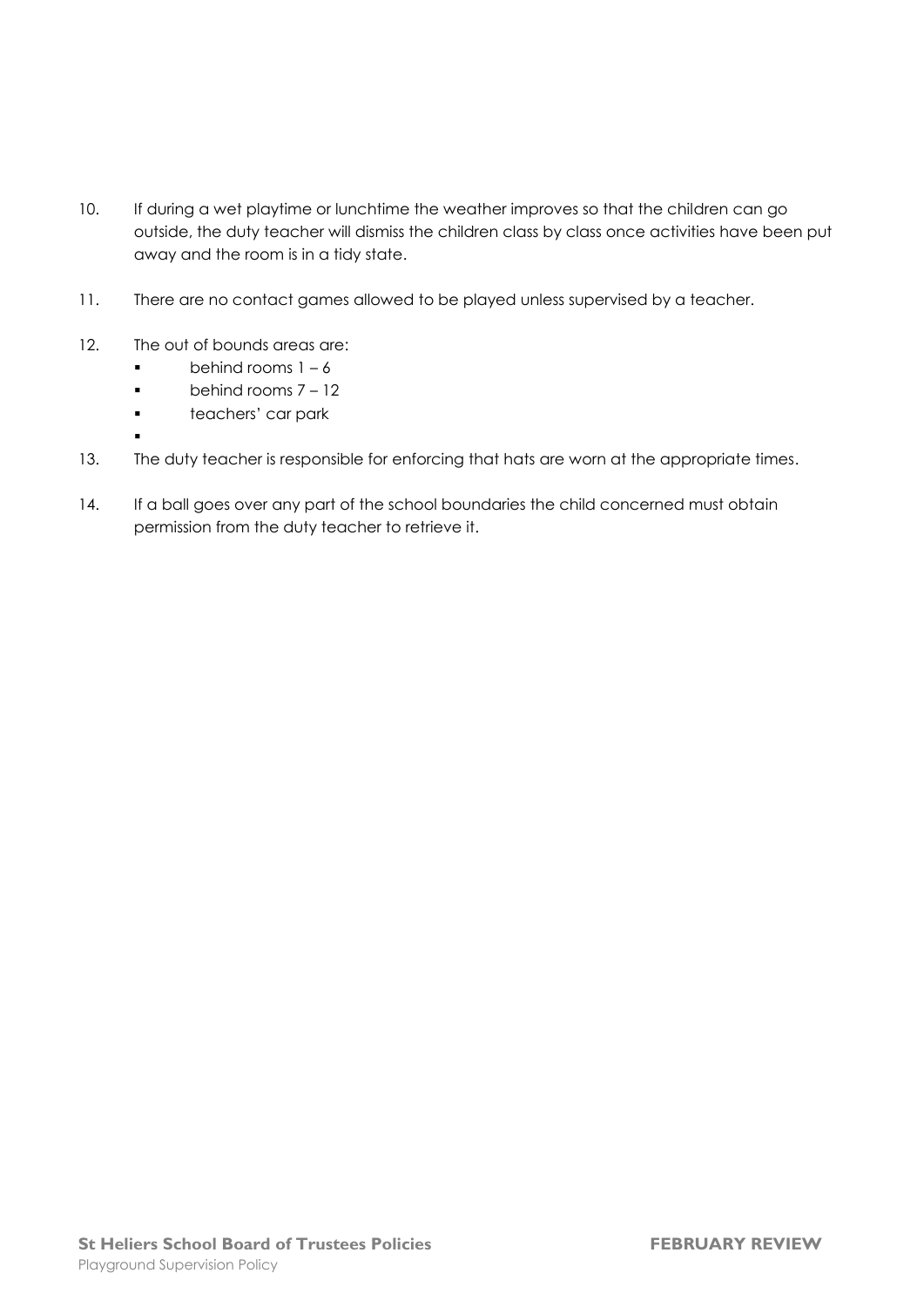10. If during a wet playtime or lunchtime the weather improves so that the children can go outside, the duty teacher will dismiss the children class by class once activities have been put away and the room is in a tidy state.

11. There are no contact games allowed to be played unless supervised by a teacher.

12. The out of bounds areas are:
    - behind rooms 1 – 6
    - behind rooms 7 – 12
    - teachers' car park
    -

13. The duty teacher is responsible for enforcing that hats are worn at the appropriate times.

14. If a ball goes over any part of the school boundaries the child concerned must obtain permission from the duty teacher to retrieve it.